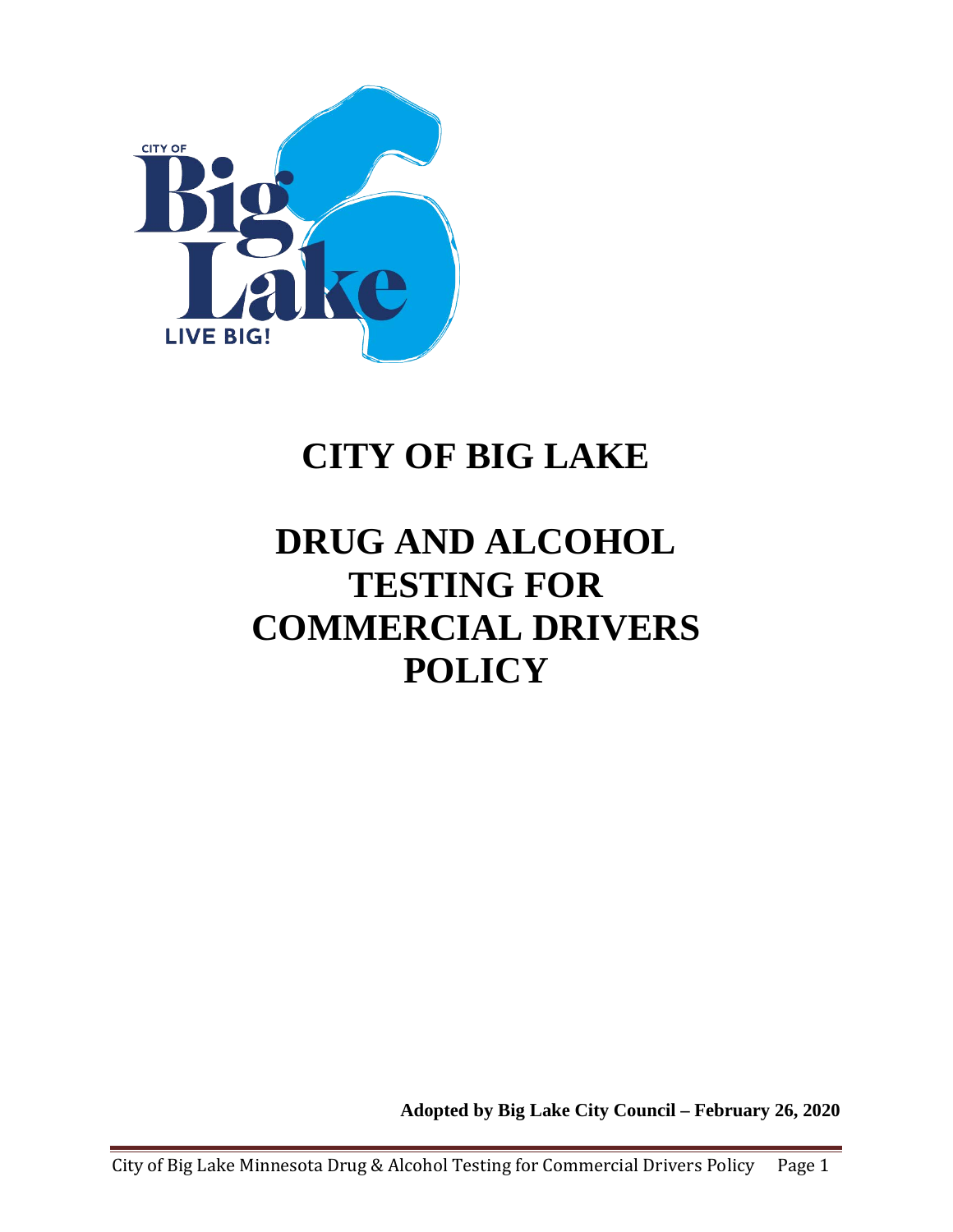# CITY OF BIG LAKE

# DRUG AND ALCOHOL TESTING FOR COMMERCIAL DRIVERS POLICY

**Adopted by Big Lake City Council – February 26, 2020**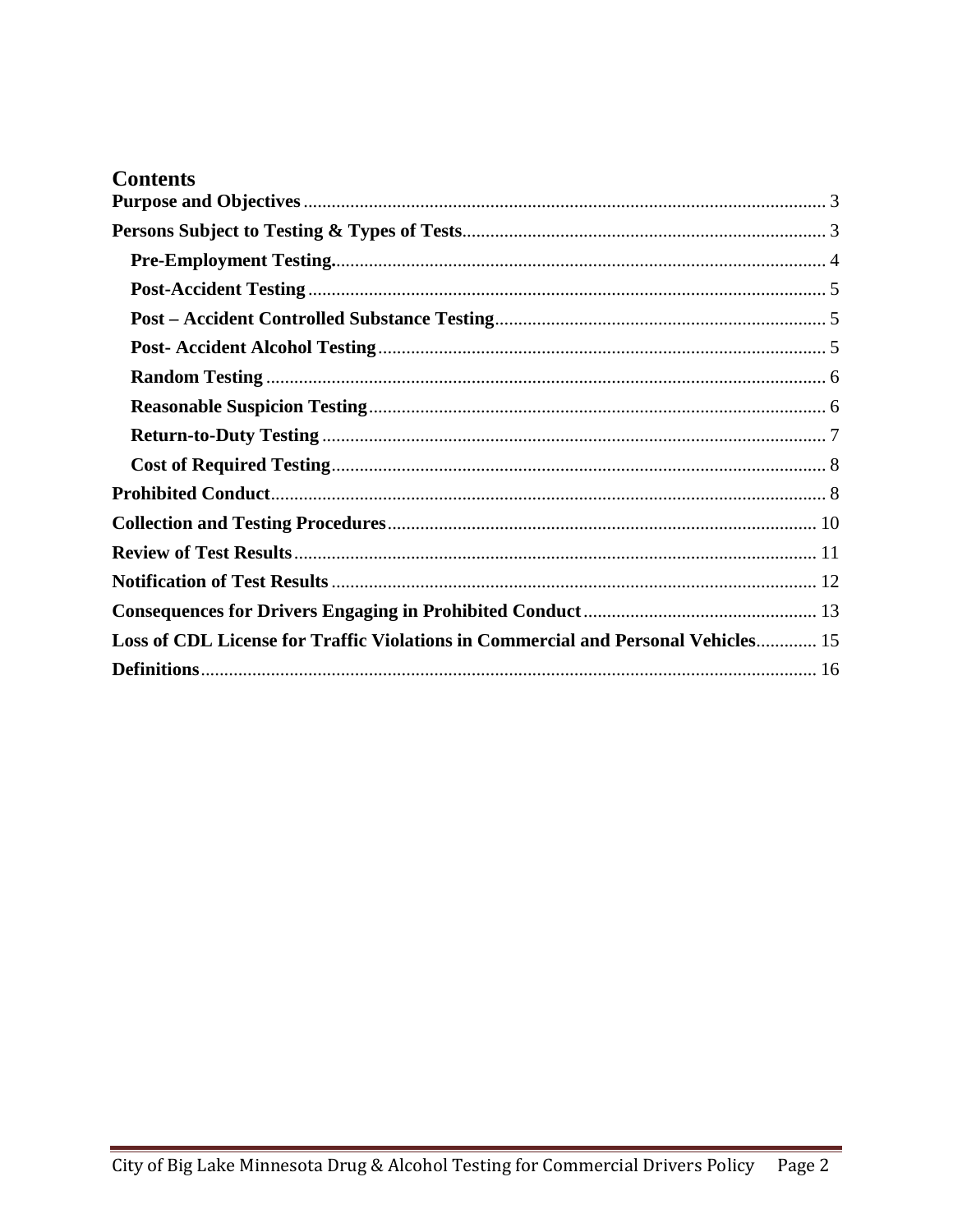# Contents

- **Purpose and Objectives** ... 3
- **Persons Subject to Testing & Types of Tests** ... 3
  - **Pre-Employment Testing.** ... 4
  - **Post-Accident Testing** ... 5
  - **Post – Accident Controlled Substance Testing** ... 5
  - **Post- Accident Alcohol Testing** ... 5
  - **Random Testing** ... 6
  - **Reasonable Suspicion Testing** ... 6
  - **Return-to-Duty Testing** ... 7
  - **Cost of Required Testing** ... 8
- **Prohibited Conduct** ... 8
- **Collection and Testing Procedures** ... 10
- **Review of Test Results** ... 11
- **Notification of Test Results** ... 12
- **Consequences for Drivers Engaging in Prohibited Conduct** ... 13
- **Loss of CDL License for Traffic Violations in Commercial and Personal Vehicles** ... 15
- **Definitions** ... 16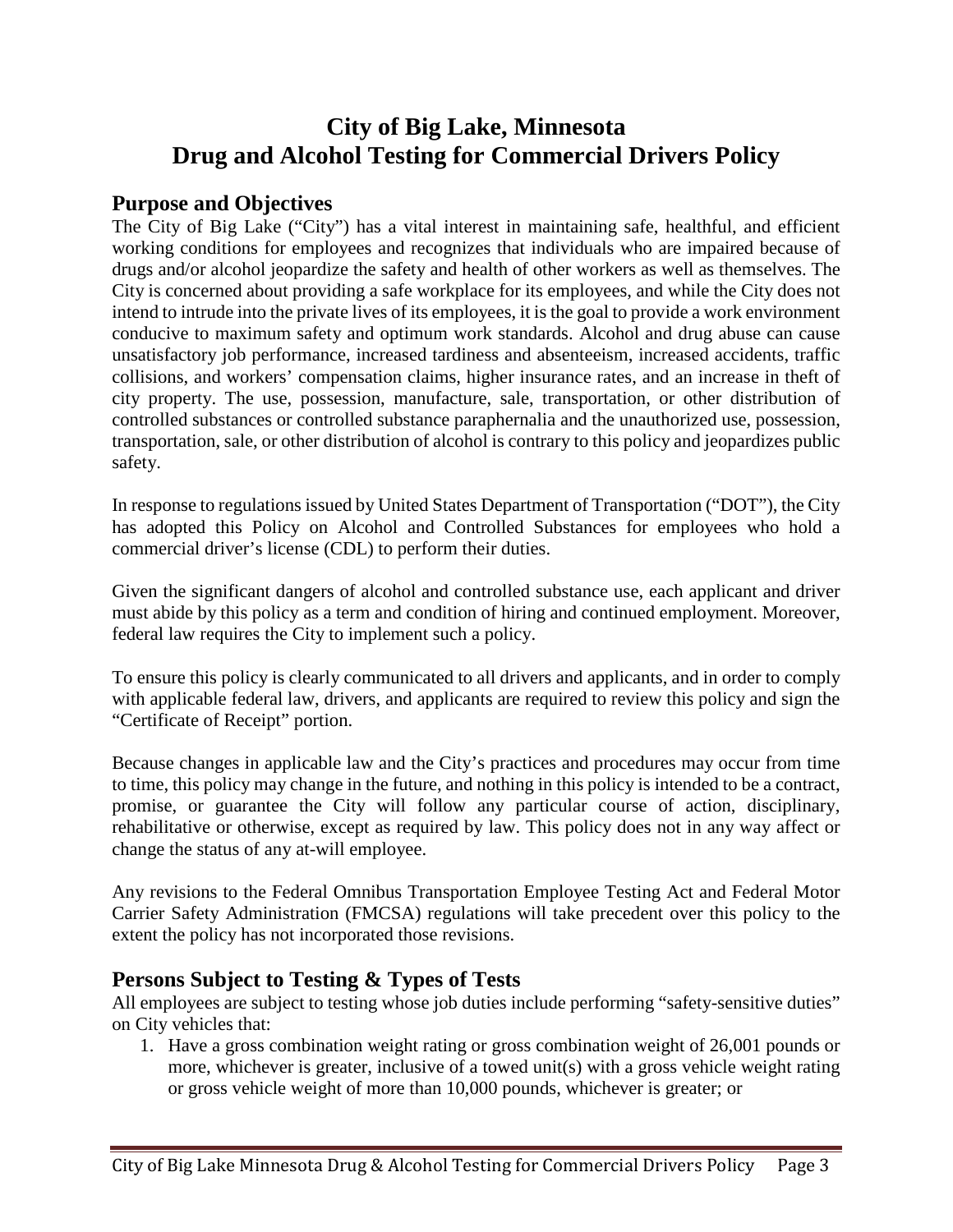# City of Big Lake, Minnesota
# Drug and Alcohol Testing for Commercial Drivers Policy

## Purpose and Objectives

The City of Big Lake ("City") has a vital interest in maintaining safe, healthful, and efficient working conditions for employees and recognizes that individuals who are impaired because of drugs and/or alcohol jeopardize the safety and health of other workers as well as themselves. The City is concerned about providing a safe workplace for its employees, and while the City does not intend to intrude into the private lives of its employees, it is the goal to provide a work environment conducive to maximum safety and optimum work standards. Alcohol and drug abuse can cause unsatisfactory job performance, increased tardiness and absenteeism, increased accidents, traffic collisions, and workers' compensation claims, higher insurance rates, and an increase in theft of city property. The use, possession, manufacture, sale, transportation, or other distribution of controlled substances or controlled substance paraphernalia and the unauthorized use, possession, transportation, sale, or other distribution of alcohol is contrary to this policy and jeopardizes public safety.

In response to regulations issued by United States Department of Transportation ("DOT"), the City has adopted this Policy on Alcohol and Controlled Substances for employees who hold a commercial driver's license (CDL) to perform their duties.

Given the significant dangers of alcohol and controlled substance use, each applicant and driver must abide by this policy as a term and condition of hiring and continued employment. Moreover, federal law requires the City to implement such a policy.

To ensure this policy is clearly communicated to all drivers and applicants, and in order to comply with applicable federal law, drivers, and applicants are required to review this policy and sign the "Certificate of Receipt" portion.

Because changes in applicable law and the City's practices and procedures may occur from time to time, this policy may change in the future, and nothing in this policy is intended to be a contract, promise, or guarantee the City will follow any particular course of action, disciplinary, rehabilitative or otherwise, except as required by law. This policy does not in any way affect or change the status of any at-will employee.

Any revisions to the Federal Omnibus Transportation Employee Testing Act and Federal Motor Carrier Safety Administration (FMCSA) regulations will take precedent over this policy to the extent the policy has not incorporated those revisions.

## Persons Subject to Testing & Types of Tests

All employees are subject to testing whose job duties include performing "safety-sensitive duties" on City vehicles that:

1. Have a gross combination weight rating or gross combination weight of 26,001 pounds or more, whichever is greater, inclusive of a towed unit(s) with a gross vehicle weight rating or gross vehicle weight of more than 10,000 pounds, whichever is greater; or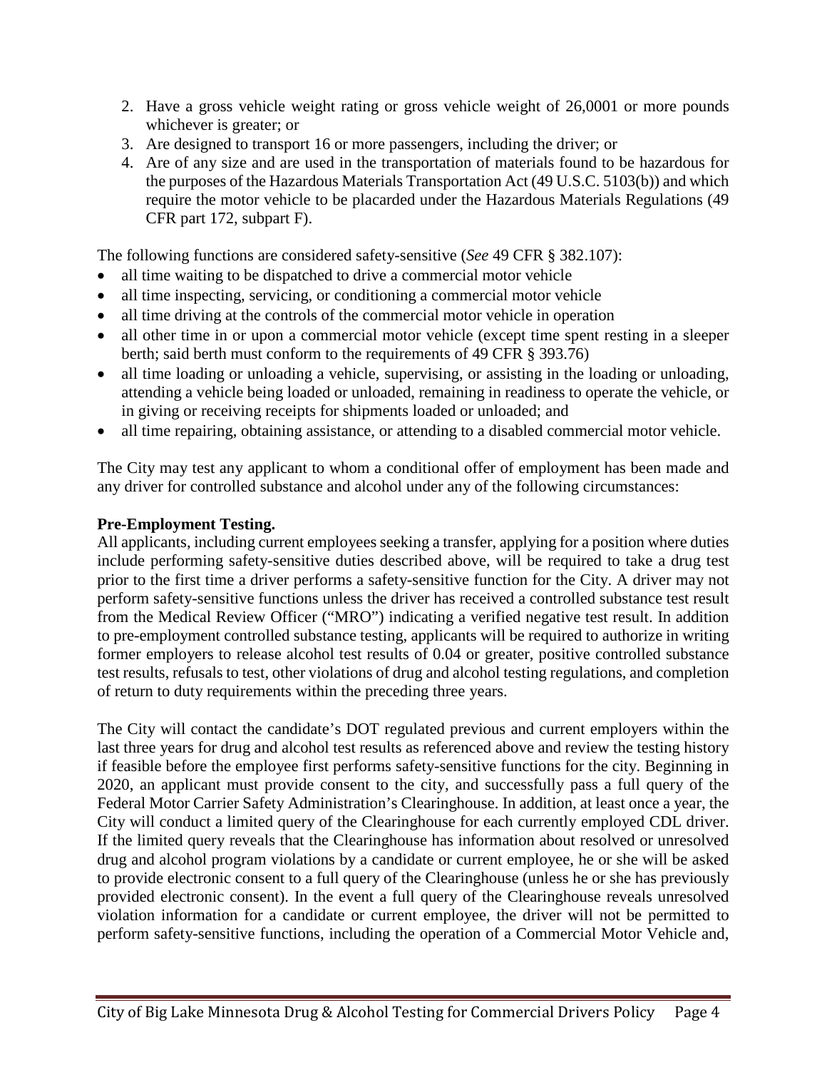2. Have a gross vehicle weight rating or gross vehicle weight of 26,0001 or more pounds whichever is greater; or
3. Are designed to transport 16 or more passengers, including the driver; or
4. Are of any size and are used in the transportation of materials found to be hazardous for the purposes of the Hazardous Materials Transportation Act (49 U.S.C. 5103(b)) and which require the motor vehicle to be placarded under the Hazardous Materials Regulations (49 CFR part 172, subpart F).

The following functions are considered safety-sensitive (*See* 49 CFR § 382.107):

- all time waiting to be dispatched to drive a commercial motor vehicle
- all time inspecting, servicing, or conditioning a commercial motor vehicle
- all time driving at the controls of the commercial motor vehicle in operation
- all other time in or upon a commercial motor vehicle (except time spent resting in a sleeper berth; said berth must conform to the requirements of 49 CFR § 393.76)
- all time loading or unloading a vehicle, supervising, or assisting in the loading or unloading, attending a vehicle being loaded or unloaded, remaining in readiness to operate the vehicle, or in giving or receiving receipts for shipments loaded or unloaded; and
- all time repairing, obtaining assistance, or attending to a disabled commercial motor vehicle.

The City may test any applicant to whom a conditional offer of employment has been made and any driver for controlled substance and alcohol under any of the following circumstances:

**Pre-Employment Testing.**
All applicants, including current employees seeking a transfer, applying for a position where duties include performing safety-sensitive duties described above, will be required to take a drug test prior to the first time a driver performs a safety-sensitive function for the City. A driver may not perform safety-sensitive functions unless the driver has received a controlled substance test result from the Medical Review Officer ("MRO") indicating a verified negative test result. In addition to pre-employment controlled substance testing, applicants will be required to authorize in writing former employers to release alcohol test results of 0.04 or greater, positive controlled substance test results, refusals to test, other violations of drug and alcohol testing regulations, and completion of return to duty requirements within the preceding three years.

The City will contact the candidate's DOT regulated previous and current employers within the last three years for drug and alcohol test results as referenced above and review the testing history if feasible before the employee first performs safety-sensitive functions for the city. Beginning in 2020, an applicant must provide consent to the city, and successfully pass a full query of the Federal Motor Carrier Safety Administration's Clearinghouse. In addition, at least once a year, the City will conduct a limited query of the Clearinghouse for each currently employed CDL driver. If the limited query reveals that the Clearinghouse has information about resolved or unresolved drug and alcohol program violations by a candidate or current employee, he or she will be asked to provide electronic consent to a full query of the Clearinghouse (unless he or she has previously provided electronic consent). In the event a full query of the Clearinghouse reveals unresolved violation information for a candidate or current employee, the driver will not be permitted to perform safety-sensitive functions, including the operation of a Commercial Motor Vehicle and,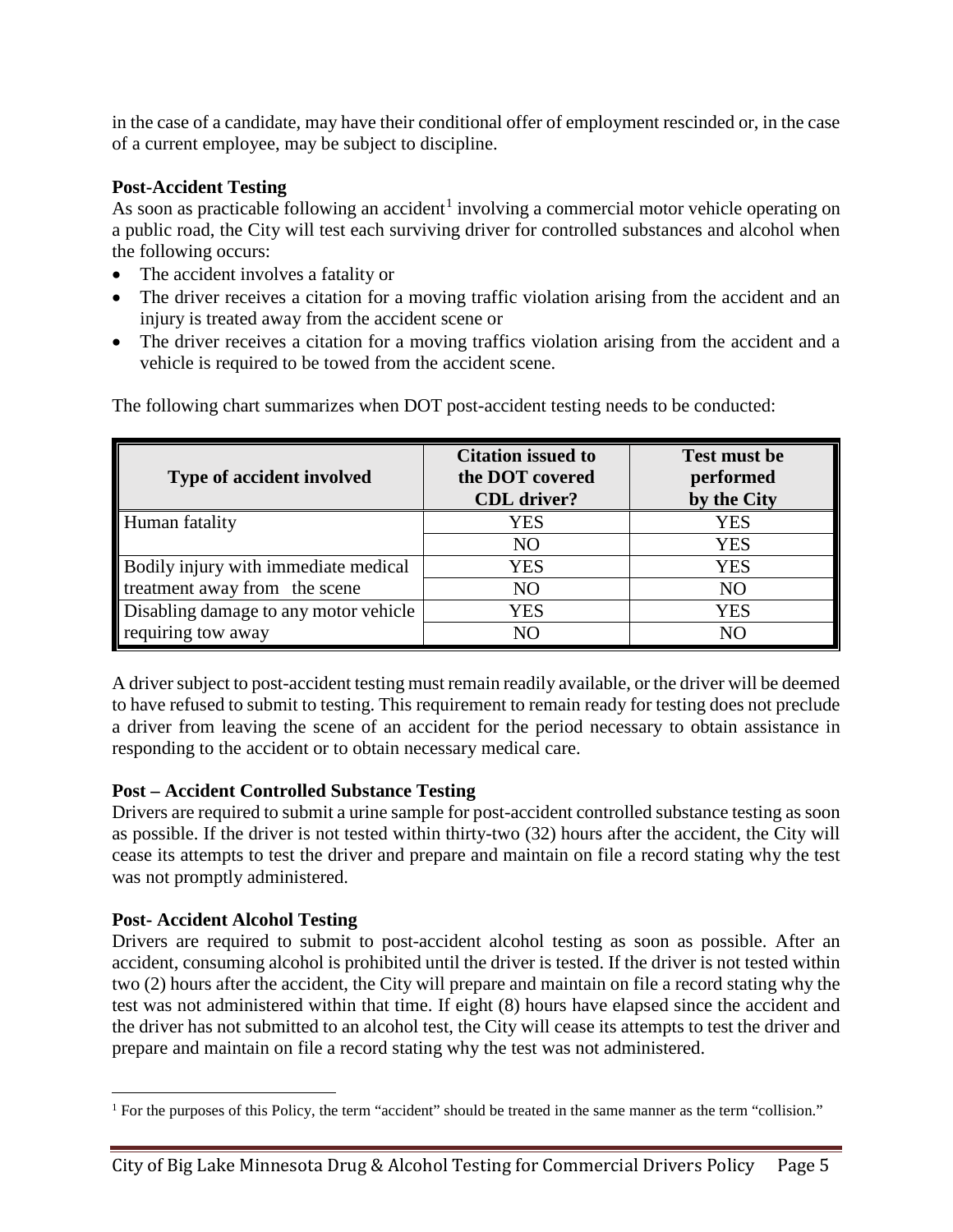in the case of a candidate, may have their conditional offer of employment rescinded or, in the case of a current employee, may be subject to discipline.

**Post-Accident Testing**

As soon as practicable following an accident[1] involving a commercial motor vehicle operating on a public road, the City will test each surviving driver for controlled substances and alcohol when the following occurs:

- The accident involves a fatality or
- The driver receives a citation for a moving traffic violation arising from the accident and an injury is treated away from the accident scene or
- The driver receives a citation for a moving traffics violation arising from the accident and a vehicle is required to be towed from the accident scene.

The following chart summarizes when DOT post-accident testing needs to be conducted:

| Type of accident involved | Citation issued to the DOT covered CDL driver? | Test must be performed by the City |
|---|---|---|
| Human fatality | YES | YES |
| | NO | YES |
| Bodily injury with immediate medical treatment away from the scene | YES | YES |
| | NO | NO |
| Disabling damage to any motor vehicle requiring tow away | YES | YES |
| | NO | NO |

A driver subject to post-accident testing must remain readily available, or the driver will be deemed to have refused to submit to testing. This requirement to remain ready for testing does not preclude a driver from leaving the scene of an accident for the period necessary to obtain assistance in responding to the accident or to obtain necessary medical care.

**Post – Accident Controlled Substance Testing**

Drivers are required to submit a urine sample for post-accident controlled substance testing as soon as possible. If the driver is not tested within thirty-two (32) hours after the accident, the City will cease its attempts to test the driver and prepare and maintain on file a record stating why the test was not promptly administered.

**Post- Accident Alcohol Testing**

Drivers are required to submit to post-accident alcohol testing as soon as possible. After an accident, consuming alcohol is prohibited until the driver is tested. If the driver is not tested within two (2) hours after the accident, the City will prepare and maintain on file a record stating why the test was not administered within that time. If eight (8) hours have elapsed since the accident and the driver has not submitted to an alcohol test, the City will cease its attempts to test the driver and prepare and maintain on file a record stating why the test was not administered.

[1] For the purposes of this Policy, the term "accident" should be treated in the same manner as the term "collision."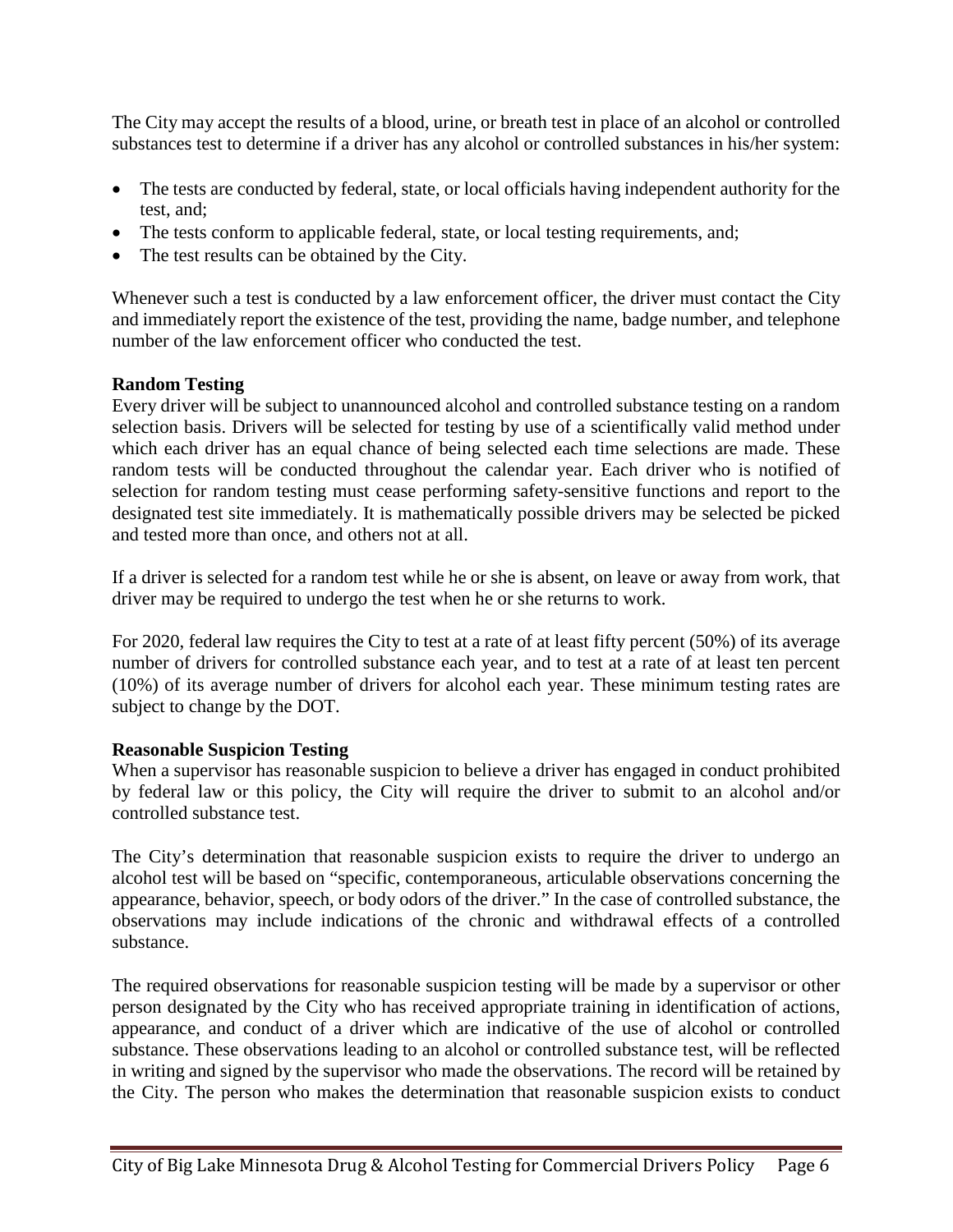The City may accept the results of a blood, urine, or breath test in place of an alcohol or controlled substances test to determine if a driver has any alcohol or controlled substances in his/her system:

- The tests are conducted by federal, state, or local officials having independent authority for the test, and;
- The tests conform to applicable federal, state, or local testing requirements, and;
- The test results can be obtained by the City.

Whenever such a test is conducted by a law enforcement officer, the driver must contact the City and immediately report the existence of the test, providing the name, badge number, and telephone number of the law enforcement officer who conducted the test.

**Random Testing**

Every driver will be subject to unannounced alcohol and controlled substance testing on a random selection basis. Drivers will be selected for testing by use of a scientifically valid method under which each driver has an equal chance of being selected each time selections are made. These random tests will be conducted throughout the calendar year. Each driver who is notified of selection for random testing must cease performing safety-sensitive functions and report to the designated test site immediately. It is mathematically possible drivers may be selected be picked and tested more than once, and others not at all.

If a driver is selected for a random test while he or she is absent, on leave or away from work, that driver may be required to undergo the test when he or she returns to work.

For 2020, federal law requires the City to test at a rate of at least fifty percent (50%) of its average number of drivers for controlled substance each year, and to test at a rate of at least ten percent (10%) of its average number of drivers for alcohol each year. These minimum testing rates are subject to change by the DOT.

**Reasonable Suspicion Testing**

When a supervisor has reasonable suspicion to believe a driver has engaged in conduct prohibited by federal law or this policy, the City will require the driver to submit to an alcohol and/or controlled substance test.

The City's determination that reasonable suspicion exists to require the driver to undergo an alcohol test will be based on "specific, contemporaneous, articulable observations concerning the appearance, behavior, speech, or body odors of the driver." In the case of controlled substance, the observations may include indications of the chronic and withdrawal effects of a controlled substance.

The required observations for reasonable suspicion testing will be made by a supervisor or other person designated by the City who has received appropriate training in identification of actions, appearance, and conduct of a driver which are indicative of the use of alcohol or controlled substance. These observations leading to an alcohol or controlled substance test, will be reflected in writing and signed by the supervisor who made the observations. The record will be retained by the City. The person who makes the determination that reasonable suspicion exists to conduct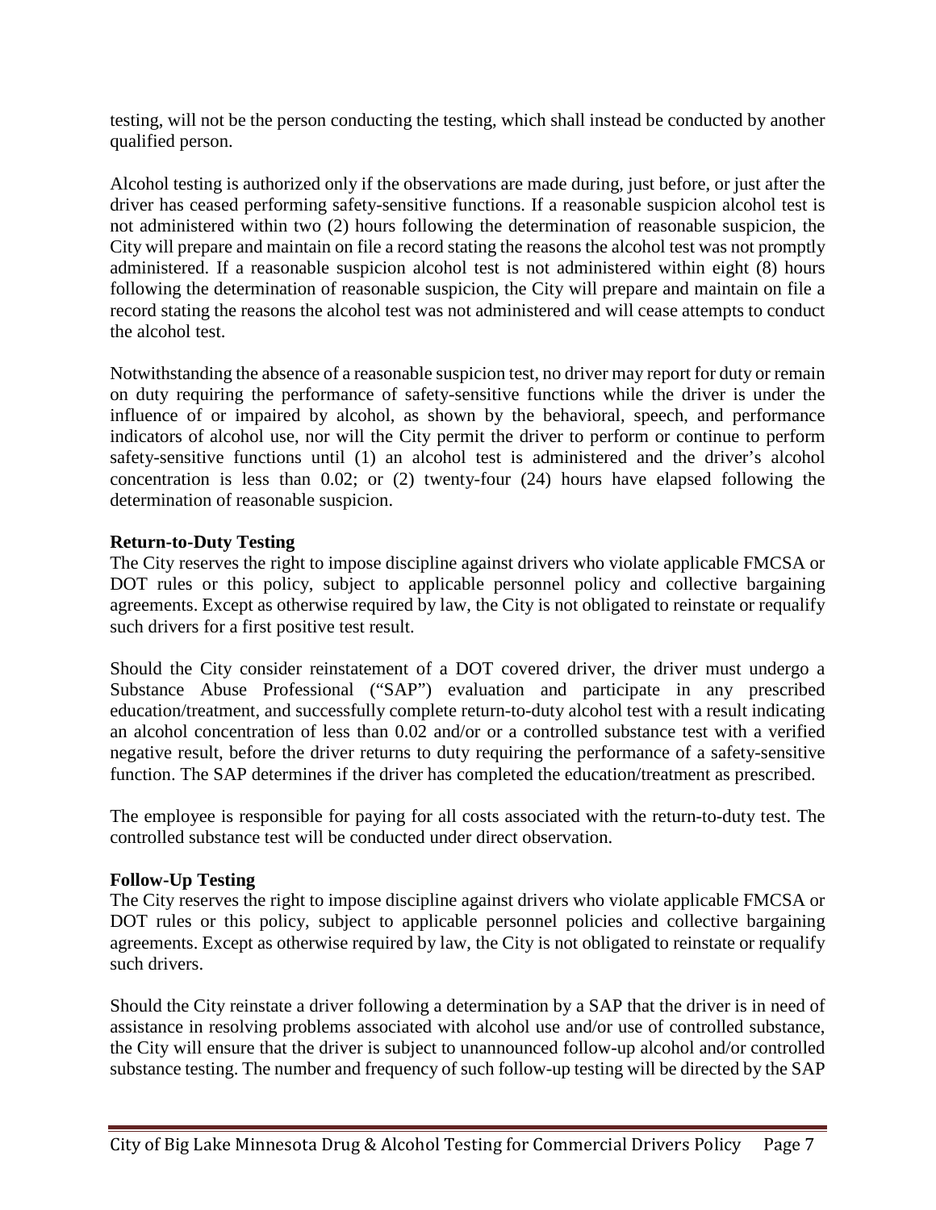testing, will not be the person conducting the testing, which shall instead be conducted by another qualified person.

Alcohol testing is authorized only if the observations are made during, just before, or just after the driver has ceased performing safety-sensitive functions. If a reasonable suspicion alcohol test is not administered within two (2) hours following the determination of reasonable suspicion, the City will prepare and maintain on file a record stating the reasons the alcohol test was not promptly administered. If a reasonable suspicion alcohol test is not administered within eight (8) hours following the determination of reasonable suspicion, the City will prepare and maintain on file a record stating the reasons the alcohol test was not administered and will cease attempts to conduct the alcohol test.

Notwithstanding the absence of a reasonable suspicion test, no driver may report for duty or remain on duty requiring the performance of safety-sensitive functions while the driver is under the influence of or impaired by alcohol, as shown by the behavioral, speech, and performance indicators of alcohol use, nor will the City permit the driver to perform or continue to perform safety-sensitive functions until (1) an alcohol test is administered and the driver's alcohol concentration is less than 0.02; or (2) twenty-four (24) hours have elapsed following the determination of reasonable suspicion.

**Return-to-Duty Testing**

The City reserves the right to impose discipline against drivers who violate applicable FMCSA or DOT rules or this policy, subject to applicable personnel policy and collective bargaining agreements. Except as otherwise required by law, the City is not obligated to reinstate or requalify such drivers for a first positive test result.

Should the City consider reinstatement of a DOT covered driver, the driver must undergo a Substance Abuse Professional ("SAP") evaluation and participate in any prescribed education/treatment, and successfully complete return-to-duty alcohol test with a result indicating an alcohol concentration of less than 0.02 and/or or a controlled substance test with a verified negative result, before the driver returns to duty requiring the performance of a safety-sensitive function. The SAP determines if the driver has completed the education/treatment as prescribed.

The employee is responsible for paying for all costs associated with the return-to-duty test. The controlled substance test will be conducted under direct observation.

**Follow-Up Testing**

The City reserves the right to impose discipline against drivers who violate applicable FMCSA or DOT rules or this policy, subject to applicable personnel policies and collective bargaining agreements. Except as otherwise required by law, the City is not obligated to reinstate or requalify such drivers.

Should the City reinstate a driver following a determination by a SAP that the driver is in need of assistance in resolving problems associated with alcohol use and/or use of controlled substance, the City will ensure that the driver is subject to unannounced follow-up alcohol and/or controlled substance testing. The number and frequency of such follow-up testing will be directed by the SAP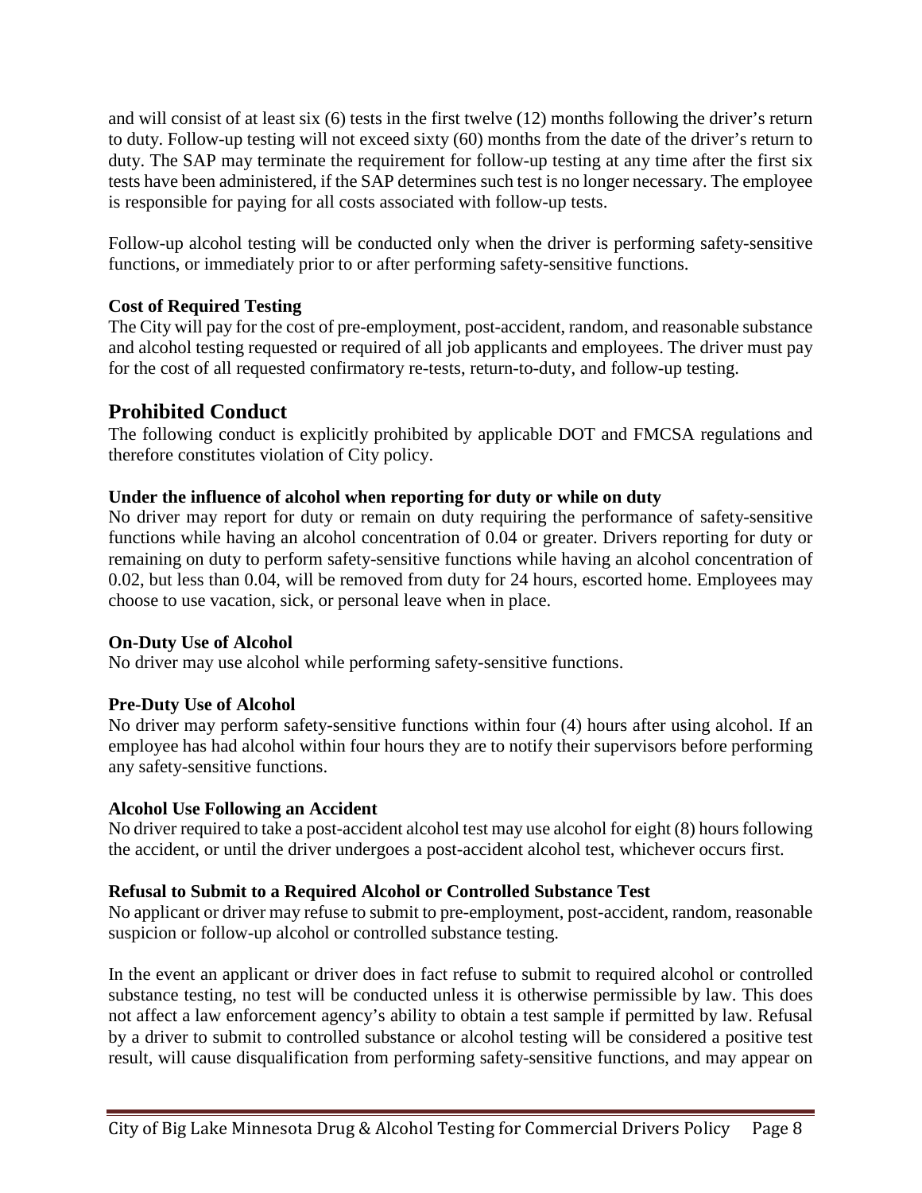and will consist of at least six (6) tests in the first twelve (12) months following the driver's return to duty. Follow-up testing will not exceed sixty (60) months from the date of the driver's return to duty. The SAP may terminate the requirement for follow-up testing at any time after the first six tests have been administered, if the SAP determines such test is no longer necessary. The employee is responsible for paying for all costs associated with follow-up tests.

Follow-up alcohol testing will be conducted only when the driver is performing safety-sensitive functions, or immediately prior to or after performing safety-sensitive functions.

**Cost of Required Testing**

The City will pay for the cost of pre-employment, post-accident, random, and reasonable substance and alcohol testing requested or required of all job applicants and employees. The driver must pay for the cost of all requested confirmatory re-tests, return-to-duty, and follow-up testing.

## Prohibited Conduct

The following conduct is explicitly prohibited by applicable DOT and FMCSA regulations and therefore constitutes violation of City policy.

**Under the influence of alcohol when reporting for duty or while on duty**

No driver may report for duty or remain on duty requiring the performance of safety-sensitive functions while having an alcohol concentration of 0.04 or greater. Drivers reporting for duty or remaining on duty to perform safety-sensitive functions while having an alcohol concentration of 0.02, but less than 0.04, will be removed from duty for 24 hours, escorted home. Employees may choose to use vacation, sick, or personal leave when in place.

**On-Duty Use of Alcohol**

No driver may use alcohol while performing safety-sensitive functions.

**Pre-Duty Use of Alcohol**

No driver may perform safety-sensitive functions within four (4) hours after using alcohol. If an employee has had alcohol within four hours they are to notify their supervisors before performing any safety-sensitive functions.

**Alcohol Use Following an Accident**

No driver required to take a post-accident alcohol test may use alcohol for eight (8) hours following the accident, or until the driver undergoes a post-accident alcohol test, whichever occurs first.

**Refusal to Submit to a Required Alcohol or Controlled Substance Test**

No applicant or driver may refuse to submit to pre-employment, post-accident, random, reasonable suspicion or follow-up alcohol or controlled substance testing.

In the event an applicant or driver does in fact refuse to submit to required alcohol or controlled substance testing, no test will be conducted unless it is otherwise permissible by law. This does not affect a law enforcement agency's ability to obtain a test sample if permitted by law. Refusal by a driver to submit to controlled substance or alcohol testing will be considered a positive test result, will cause disqualification from performing safety-sensitive functions, and may appear on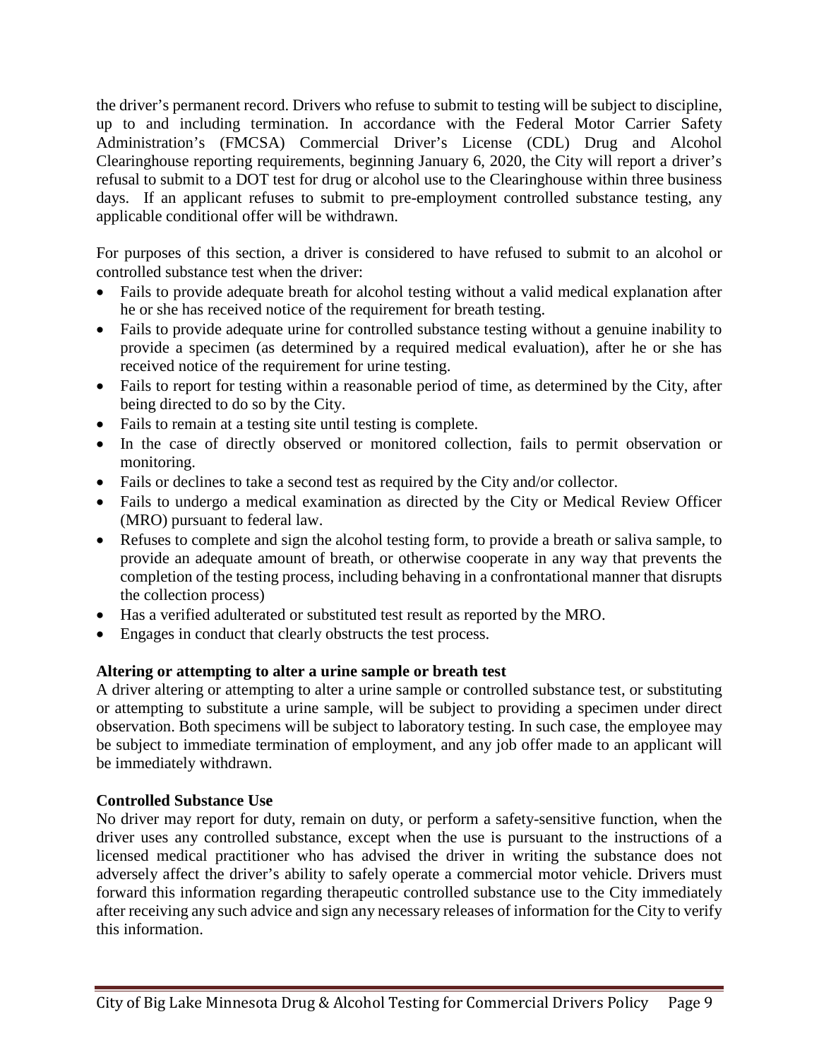the driver's permanent record. Drivers who refuse to submit to testing will be subject to discipline, up to and including termination. In accordance with the Federal Motor Carrier Safety Administration's (FMCSA) Commercial Driver's License (CDL) Drug and Alcohol Clearinghouse reporting requirements, beginning January 6, 2020, the City will report a driver's refusal to submit to a DOT test for drug or alcohol use to the Clearinghouse within three business days. If an applicant refuses to submit to pre-employment controlled substance testing, any applicable conditional offer will be withdrawn.

For purposes of this section, a driver is considered to have refused to submit to an alcohol or controlled substance test when the driver:

- Fails to provide adequate breath for alcohol testing without a valid medical explanation after he or she has received notice of the requirement for breath testing.
- Fails to provide adequate urine for controlled substance testing without a genuine inability to provide a specimen (as determined by a required medical evaluation), after he or she has received notice of the requirement for urine testing.
- Fails to report for testing within a reasonable period of time, as determined by the City, after being directed to do so by the City.
- Fails to remain at a testing site until testing is complete.
- In the case of directly observed or monitored collection, fails to permit observation or monitoring.
- Fails or declines to take a second test as required by the City and/or collector.
- Fails to undergo a medical examination as directed by the City or Medical Review Officer (MRO) pursuant to federal law.
- Refuses to complete and sign the alcohol testing form, to provide a breath or saliva sample, to provide an adequate amount of breath, or otherwise cooperate in any way that prevents the completion of the testing process, including behaving in a confrontational manner that disrupts the collection process)
- Has a verified adulterated or substituted test result as reported by the MRO.
- Engages in conduct that clearly obstructs the test process.

**Altering or attempting to alter a urine sample or breath test**

A driver altering or attempting to alter a urine sample or controlled substance test, or substituting or attempting to substitute a urine sample, will be subject to providing a specimen under direct observation. Both specimens will be subject to laboratory testing. In such case, the employee may be subject to immediate termination of employment, and any job offer made to an applicant will be immediately withdrawn.

**Controlled Substance Use**

No driver may report for duty, remain on duty, or perform a safety-sensitive function, when the driver uses any controlled substance, except when the use is pursuant to the instructions of a licensed medical practitioner who has advised the driver in writing the substance does not adversely affect the driver's ability to safely operate a commercial motor vehicle. Drivers must forward this information regarding therapeutic controlled substance use to the City immediately after receiving any such advice and sign any necessary releases of information for the City to verify this information.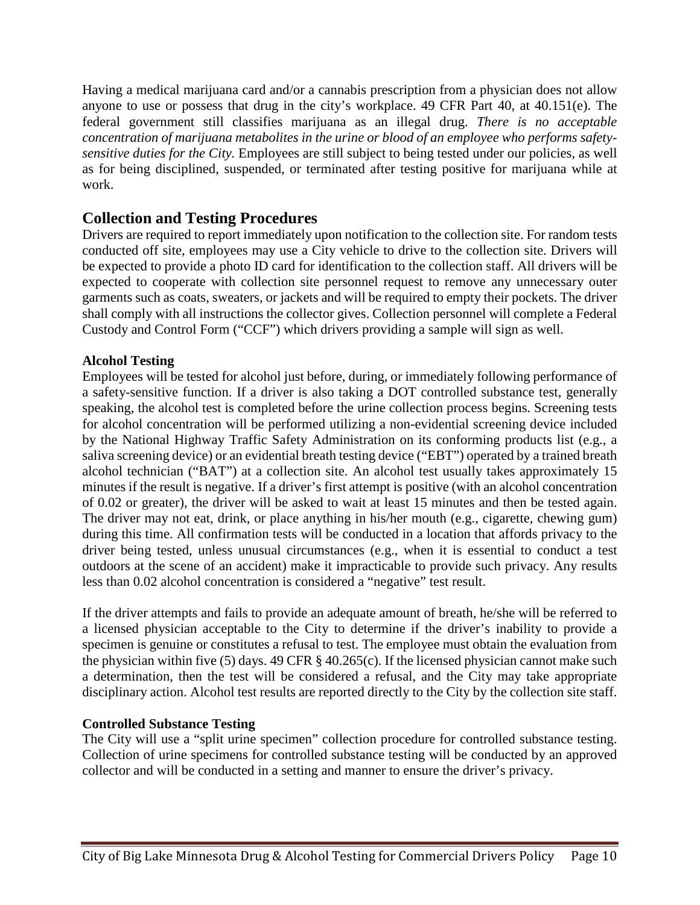Having a medical marijuana card and/or a cannabis prescription from a physician does not allow anyone to use or possess that drug in the city's workplace. 49 CFR Part 40, at 40.151(e). The federal government still classifies marijuana as an illegal drug. *There is no acceptable concentration of marijuana metabolites in the urine or blood of an employee who performs safety-sensitive duties for the City.* Employees are still subject to being tested under our policies, as well as for being disciplined, suspended, or terminated after testing positive for marijuana while at work.

## Collection and Testing Procedures

Drivers are required to report immediately upon notification to the collection site. For random tests conducted off site, employees may use a City vehicle to drive to the collection site. Drivers will be expected to provide a photo ID card for identification to the collection staff. All drivers will be expected to cooperate with collection site personnel request to remove any unnecessary outer garments such as coats, sweaters, or jackets and will be required to empty their pockets. The driver shall comply with all instructions the collector gives. Collection personnel will complete a Federal Custody and Control Form ("CCF") which drivers providing a sample will sign as well.

### Alcohol Testing

Employees will be tested for alcohol just before, during, or immediately following performance of a safety-sensitive function. If a driver is also taking a DOT controlled substance test, generally speaking, the alcohol test is completed before the urine collection process begins. Screening tests for alcohol concentration will be performed utilizing a non-evidential screening device included by the National Highway Traffic Safety Administration on its conforming products list (e.g., a saliva screening device) or an evidential breath testing device ("EBT") operated by a trained breath alcohol technician ("BAT") at a collection site. An alcohol test usually takes approximately 15 minutes if the result is negative. If a driver's first attempt is positive (with an alcohol concentration of 0.02 or greater), the driver will be asked to wait at least 15 minutes and then be tested again. The driver may not eat, drink, or place anything in his/her mouth (e.g., cigarette, chewing gum) during this time. All confirmation tests will be conducted in a location that affords privacy to the driver being tested, unless unusual circumstances (e.g., when it is essential to conduct a test outdoors at the scene of an accident) make it impracticable to provide such privacy. Any results less than 0.02 alcohol concentration is considered a "negative" test result.

If the driver attempts and fails to provide an adequate amount of breath, he/she will be referred to a licensed physician acceptable to the City to determine if the driver's inability to provide a specimen is genuine or constitutes a refusal to test. The employee must obtain the evaluation from the physician within five (5) days. 49 CFR § 40.265(c). If the licensed physician cannot make such a determination, then the test will be considered a refusal, and the City may take appropriate disciplinary action. Alcohol test results are reported directly to the City by the collection site staff.

### Controlled Substance Testing

The City will use a "split urine specimen" collection procedure for controlled substance testing. Collection of urine specimens for controlled substance testing will be conducted by an approved collector and will be conducted in a setting and manner to ensure the driver's privacy.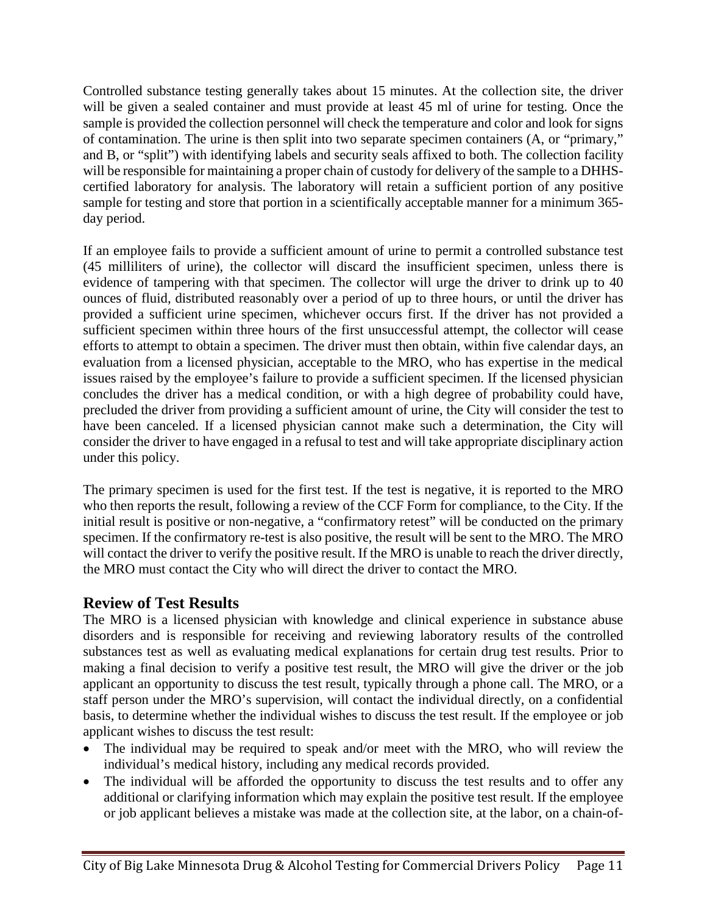Controlled substance testing generally takes about 15 minutes. At the collection site, the driver will be given a sealed container and must provide at least 45 ml of urine for testing. Once the sample is provided the collection personnel will check the temperature and color and look for signs of contamination. The urine is then split into two separate specimen containers (A, or "primary," and B, or "split") with identifying labels and security seals affixed to both. The collection facility will be responsible for maintaining a proper chain of custody for delivery of the sample to a DHHS-certified laboratory for analysis. The laboratory will retain a sufficient portion of any positive sample for testing and store that portion in a scientifically acceptable manner for a minimum 365-day period.

If an employee fails to provide a sufficient amount of urine to permit a controlled substance test (45 milliliters of urine), the collector will discard the insufficient specimen, unless there is evidence of tampering with that specimen. The collector will urge the driver to drink up to 40 ounces of fluid, distributed reasonably over a period of up to three hours, or until the driver has provided a sufficient urine specimen, whichever occurs first. If the driver has not provided a sufficient specimen within three hours of the first unsuccessful attempt, the collector will cease efforts to attempt to obtain a specimen. The driver must then obtain, within five calendar days, an evaluation from a licensed physician, acceptable to the MRO, who has expertise in the medical issues raised by the employee's failure to provide a sufficient specimen. If the licensed physician concludes the driver has a medical condition, or with a high degree of probability could have, precluded the driver from providing a sufficient amount of urine, the City will consider the test to have been canceled. If a licensed physician cannot make such a determination, the City will consider the driver to have engaged in a refusal to test and will take appropriate disciplinary action under this policy.

The primary specimen is used for the first test. If the test is negative, it is reported to the MRO who then reports the result, following a review of the CCF Form for compliance, to the City. If the initial result is positive or non-negative, a "confirmatory retest" will be conducted on the primary specimen. If the confirmatory re-test is also positive, the result will be sent to the MRO. The MRO will contact the driver to verify the positive result. If the MRO is unable to reach the driver directly, the MRO must contact the City who will direct the driver to contact the MRO.

## Review of Test Results

The MRO is a licensed physician with knowledge and clinical experience in substance abuse disorders and is responsible for receiving and reviewing laboratory results of the controlled substances test as well as evaluating medical explanations for certain drug test results. Prior to making a final decision to verify a positive test result, the MRO will give the driver or the job applicant an opportunity to discuss the test result, typically through a phone call. The MRO, or a staff person under the MRO's supervision, will contact the individual directly, on a confidential basis, to determine whether the individual wishes to discuss the test result. If the employee or job applicant wishes to discuss the test result:

- The individual may be required to speak and/or meet with the MRO, who will review the individual's medical history, including any medical records provided.
- The individual will be afforded the opportunity to discuss the test results and to offer any additional or clarifying information which may explain the positive test result. If the employee or job applicant believes a mistake was made at the collection site, at the labor, on a chain-of-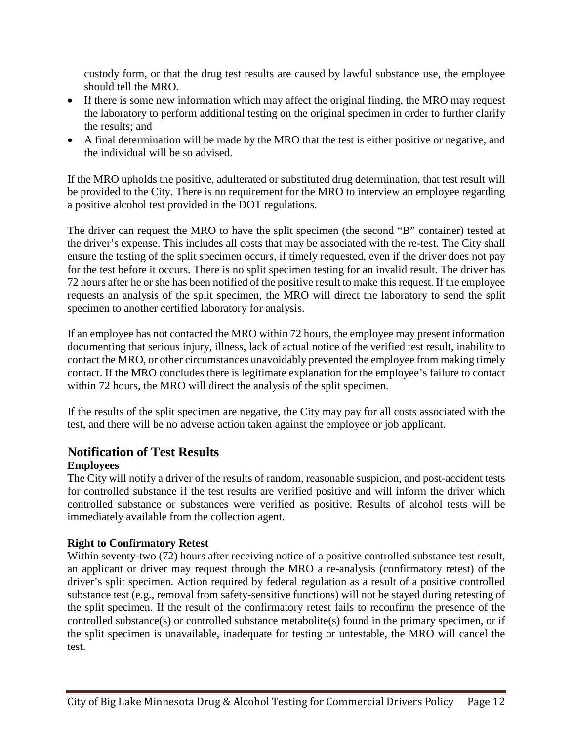custody form, or that the drug test results are caused by lawful substance use, the employee should tell the MRO.

- If there is some new information which may affect the original finding, the MRO may request the laboratory to perform additional testing on the original specimen in order to further clarify the results; and
- A final determination will be made by the MRO that the test is either positive or negative, and the individual will be so advised.

If the MRO upholds the positive, adulterated or substituted drug determination, that test result will be provided to the City. There is no requirement for the MRO to interview an employee regarding a positive alcohol test provided in the DOT regulations.

The driver can request the MRO to have the split specimen (the second "B" container) tested at the driver's expense. This includes all costs that may be associated with the re-test. The City shall ensure the testing of the split specimen occurs, if timely requested, even if the driver does not pay for the test before it occurs. There is no split specimen testing for an invalid result. The driver has 72 hours after he or she has been notified of the positive result to make this request. If the employee requests an analysis of the split specimen, the MRO will direct the laboratory to send the split specimen to another certified laboratory for analysis.

If an employee has not contacted the MRO within 72 hours, the employee may present information documenting that serious injury, illness, lack of actual notice of the verified test result, inability to contact the MRO, or other circumstances unavoidably prevented the employee from making timely contact. If the MRO concludes there is legitimate explanation for the employee's failure to contact within 72 hours, the MRO will direct the analysis of the split specimen.

If the results of the split specimen are negative, the City may pay for all costs associated with the test, and there will be no adverse action taken against the employee or job applicant.

## Notification of Test Results

**Employees**

The City will notify a driver of the results of random, reasonable suspicion, and post-accident tests for controlled substance if the test results are verified positive and will inform the driver which controlled substance or substances were verified as positive. Results of alcohol tests will be immediately available from the collection agent.

**Right to Confirmatory Retest**

Within seventy-two (72) hours after receiving notice of a positive controlled substance test result, an applicant or driver may request through the MRO a re-analysis (confirmatory retest) of the driver's split specimen. Action required by federal regulation as a result of a positive controlled substance test (e.g., removal from safety-sensitive functions) will not be stayed during retesting of the split specimen. If the result of the confirmatory retest fails to reconfirm the presence of the controlled substance(s) or controlled substance metabolite(s) found in the primary specimen, or if the split specimen is unavailable, inadequate for testing or untestable, the MRO will cancel the test.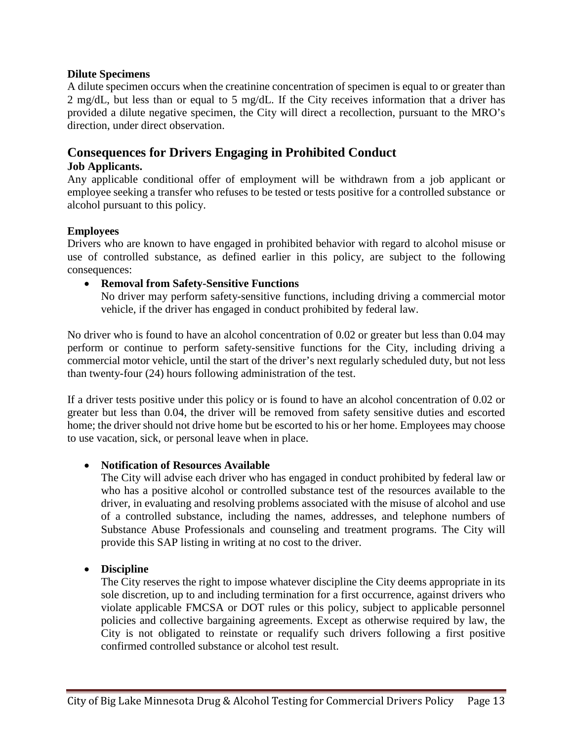**Dilute Specimens**

A dilute specimen occurs when the creatinine concentration of specimen is equal to or greater than 2 mg/dL, but less than or equal to 5 mg/dL. If the City receives information that a driver has provided a dilute negative specimen, the City will direct a recollection, pursuant to the MRO's direction, under direct observation.

## Consequences for Drivers Engaging in Prohibited Conduct

**Job Applicants.**

Any applicable conditional offer of employment will be withdrawn from a job applicant or employee seeking a transfer who refuses to be tested or tests positive for a controlled substance or alcohol pursuant to this policy.

**Employees**

Drivers who are known to have engaged in prohibited behavior with regard to alcohol misuse or use of controlled substance, as defined earlier in this policy, are subject to the following consequences:

- **Removal from Safety-Sensitive Functions**
  No driver may perform safety-sensitive functions, including driving a commercial motor vehicle, if the driver has engaged in conduct prohibited by federal law.

No driver who is found to have an alcohol concentration of 0.02 or greater but less than 0.04 may perform or continue to perform safety-sensitive functions for the City, including driving a commercial motor vehicle, until the start of the driver's next regularly scheduled duty, but not less than twenty-four (24) hours following administration of the test.

If a driver tests positive under this policy or is found to have an alcohol concentration of 0.02 or greater but less than 0.04, the driver will be removed from safety sensitive duties and escorted home; the driver should not drive home but be escorted to his or her home. Employees may choose to use vacation, sick, or personal leave when in place.

- **Notification of Resources Available**
  The City will advise each driver who has engaged in conduct prohibited by federal law or who has a positive alcohol or controlled substance test of the resources available to the driver, in evaluating and resolving problems associated with the misuse of alcohol and use of a controlled substance, including the names, addresses, and telephone numbers of Substance Abuse Professionals and counseling and treatment programs. The City will provide this SAP listing in writing at no cost to the driver.

- **Discipline**
  The City reserves the right to impose whatever discipline the City deems appropriate in its sole discretion, up to and including termination for a first occurrence, against drivers who violate applicable FMCSA or DOT rules or this policy, subject to applicable personnel policies and collective bargaining agreements. Except as otherwise required by law, the City is not obligated to reinstate or requalify such drivers following a first positive confirmed controlled substance or alcohol test result.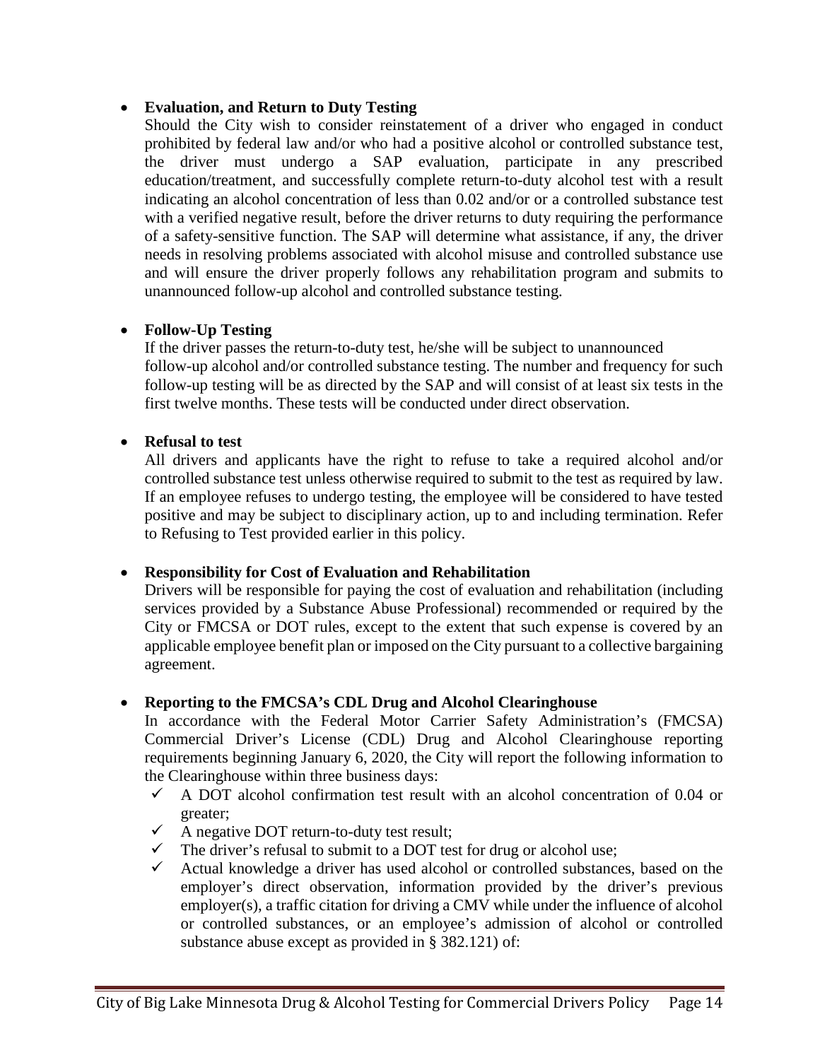- **Evaluation, and Return to Duty Testing**

  Should the City wish to consider reinstatement of a driver who engaged in conduct prohibited by federal law and/or who had a positive alcohol or controlled substance test, the driver must undergo a SAP evaluation, participate in any prescribed education/treatment, and successfully complete return-to-duty alcohol test with a result indicating an alcohol concentration of less than 0.02 and/or or a controlled substance test with a verified negative result, before the driver returns to duty requiring the performance of a safety-sensitive function. The SAP will determine what assistance, if any, the driver needs in resolving problems associated with alcohol misuse and controlled substance use and will ensure the driver properly follows any rehabilitation program and submits to unannounced follow-up alcohol and controlled substance testing.

- **Follow-Up Testing**

  If the driver passes the return-to-duty test, he/she will be subject to unannounced follow-up alcohol and/or controlled substance testing. The number and frequency for such follow-up testing will be as directed by the SAP and will consist of at least six tests in the first twelve months. These tests will be conducted under direct observation.

- **Refusal to test**

  All drivers and applicants have the right to refuse to take a required alcohol and/or controlled substance test unless otherwise required to submit to the test as required by law. If an employee refuses to undergo testing, the employee will be considered to have tested positive and may be subject to disciplinary action, up to and including termination. Refer to Refusing to Test provided earlier in this policy.

- **Responsibility for Cost of Evaluation and Rehabilitation**

  Drivers will be responsible for paying the cost of evaluation and rehabilitation (including services provided by a Substance Abuse Professional) recommended or required by the City or FMCSA or DOT rules, except to the extent that such expense is covered by an applicable employee benefit plan or imposed on the City pursuant to a collective bargaining agreement.

- **Reporting to the FMCSA's CDL Drug and Alcohol Clearinghouse**

  In accordance with the Federal Motor Carrier Safety Administration's (FMCSA) Commercial Driver's License (CDL) Drug and Alcohol Clearinghouse reporting requirements beginning January 6, 2020, the City will report the following information to the Clearinghouse within three business days:

  - ✓ A DOT alcohol confirmation test result with an alcohol concentration of 0.04 or greater;
  - ✓ A negative DOT return-to-duty test result;
  - ✓ The driver's refusal to submit to a DOT test for drug or alcohol use;
  - ✓ Actual knowledge a driver has used alcohol or controlled substances, based on the employer's direct observation, information provided by the driver's previous employer(s), a traffic citation for driving a CMV while under the influence of alcohol or controlled substances, or an employee's admission of alcohol or controlled substance abuse except as provided in § 382.121) of: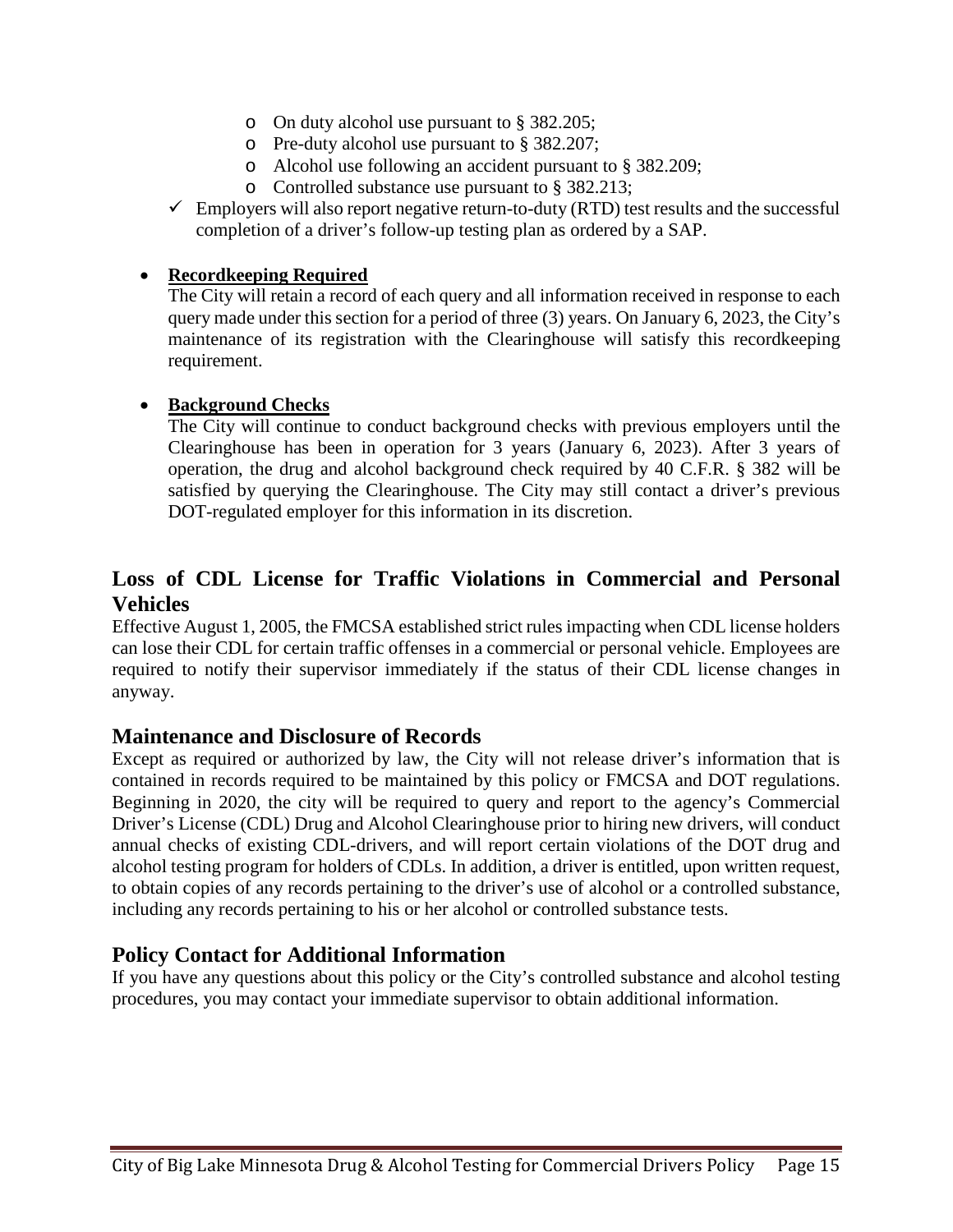- On duty alcohol use pursuant to § 382.205;
  - Pre-duty alcohol use pursuant to § 382.207;
  - Alcohol use following an accident pursuant to § 382.209;
  - Controlled substance use pursuant to § 382.213;
- ✓ Employers will also report negative return-to-duty (RTD) test results and the successful completion of a driver's follow-up testing plan as ordered by a SAP.

- **Recordkeeping Required**

  The City will retain a record of each query and all information received in response to each query made under this section for a period of three (3) years. On January 6, 2023, the City's maintenance of its registration with the Clearinghouse will satisfy this recordkeeping requirement.

- **Background Checks**

  The City will continue to conduct background checks with previous employers until the Clearinghouse has been in operation for 3 years (January 6, 2023). After 3 years of operation, the drug and alcohol background check required by 40 C.F.R. § 382 will be satisfied by querying the Clearinghouse. The City may still contact a driver's previous DOT-regulated employer for this information in its discretion.

## Loss of CDL License for Traffic Violations in Commercial and Personal Vehicles

Effective August 1, 2005, the FMCSA established strict rules impacting when CDL license holders can lose their CDL for certain traffic offenses in a commercial or personal vehicle. Employees are required to notify their supervisor immediately if the status of their CDL license changes in anyway.

## Maintenance and Disclosure of Records

Except as required or authorized by law, the City will not release driver's information that is contained in records required to be maintained by this policy or FMCSA and DOT regulations. Beginning in 2020, the city will be required to query and report to the agency's Commercial Driver's License (CDL) Drug and Alcohol Clearinghouse prior to hiring new drivers, will conduct annual checks of existing CDL-drivers, and will report certain violations of the DOT drug and alcohol testing program for holders of CDLs. In addition, a driver is entitled, upon written request, to obtain copies of any records pertaining to the driver's use of alcohol or a controlled substance, including any records pertaining to his or her alcohol or controlled substance tests.

## Policy Contact for Additional Information

If you have any questions about this policy or the City's controlled substance and alcohol testing procedures, you may contact your immediate supervisor to obtain additional information.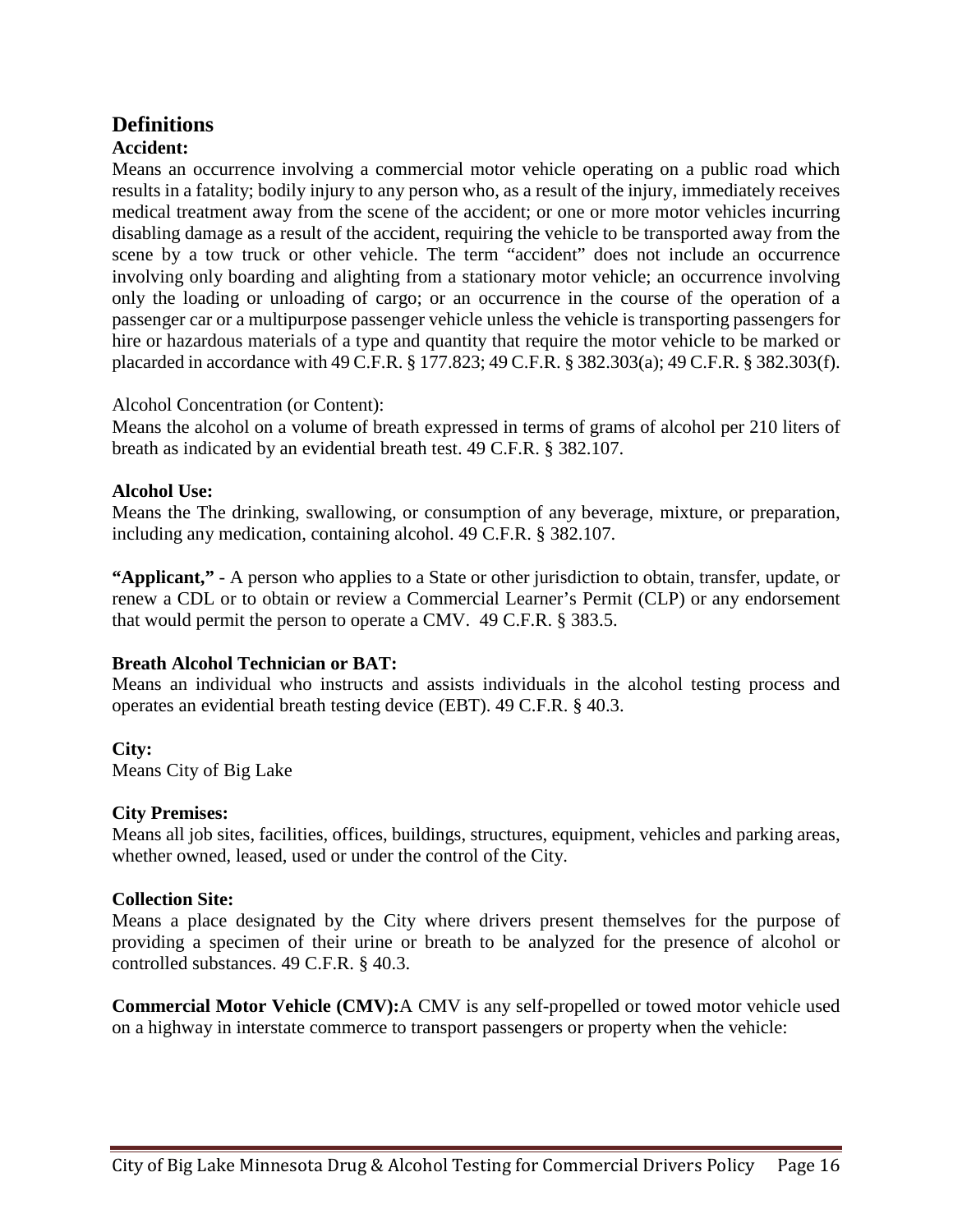## Definitions

**Accident:**

Means an occurrence involving a commercial motor vehicle operating on a public road which results in a fatality; bodily injury to any person who, as a result of the injury, immediately receives medical treatment away from the scene of the accident; or one or more motor vehicles incurring disabling damage as a result of the accident, requiring the vehicle to be transported away from the scene by a tow truck or other vehicle. The term "accident" does not include an occurrence involving only boarding and alighting from a stationary motor vehicle; an occurrence involving only the loading or unloading of cargo; or an occurrence in the course of the operation of a passenger car or a multipurpose passenger vehicle unless the vehicle is transporting passengers for hire or hazardous materials of a type and quantity that require the motor vehicle to be marked or placarded in accordance with 49 C.F.R. § 177.823; 49 C.F.R. § 382.303(a); 49 C.F.R. § 382.303(f).

Alcohol Concentration (or Content):

Means the alcohol on a volume of breath expressed in terms of grams of alcohol per 210 liters of breath as indicated by an evidential breath test. 49 C.F.R. § 382.107.

**Alcohol Use:**

Means the The drinking, swallowing, or consumption of any beverage, mixture, or preparation, including any medication, containing alcohol. 49 C.F.R. § 382.107.

**"Applicant,"** - A person who applies to a State or other jurisdiction to obtain, transfer, update, or renew a CDL or to obtain or review a Commercial Learner's Permit (CLP) or any endorsement that would permit the person to operate a CMV. 49 C.F.R. § 383.5.

**Breath Alcohol Technician or BAT:**

Means an individual who instructs and assists individuals in the alcohol testing process and operates an evidential breath testing device (EBT). 49 C.F.R. § 40.3.

**City:**

Means City of Big Lake

**City Premises:**

Means all job sites, facilities, offices, buildings, structures, equipment, vehicles and parking areas, whether owned, leased, used or under the control of the City.

**Collection Site:**

Means a place designated by the City where drivers present themselves for the purpose of providing a specimen of their urine or breath to be analyzed for the presence of alcohol or controlled substances. 49 C.F.R. § 40.3.

**Commercial Motor Vehicle (CMV):**A CMV is any self-propelled or towed motor vehicle used on a highway in interstate commerce to transport passengers or property when the vehicle: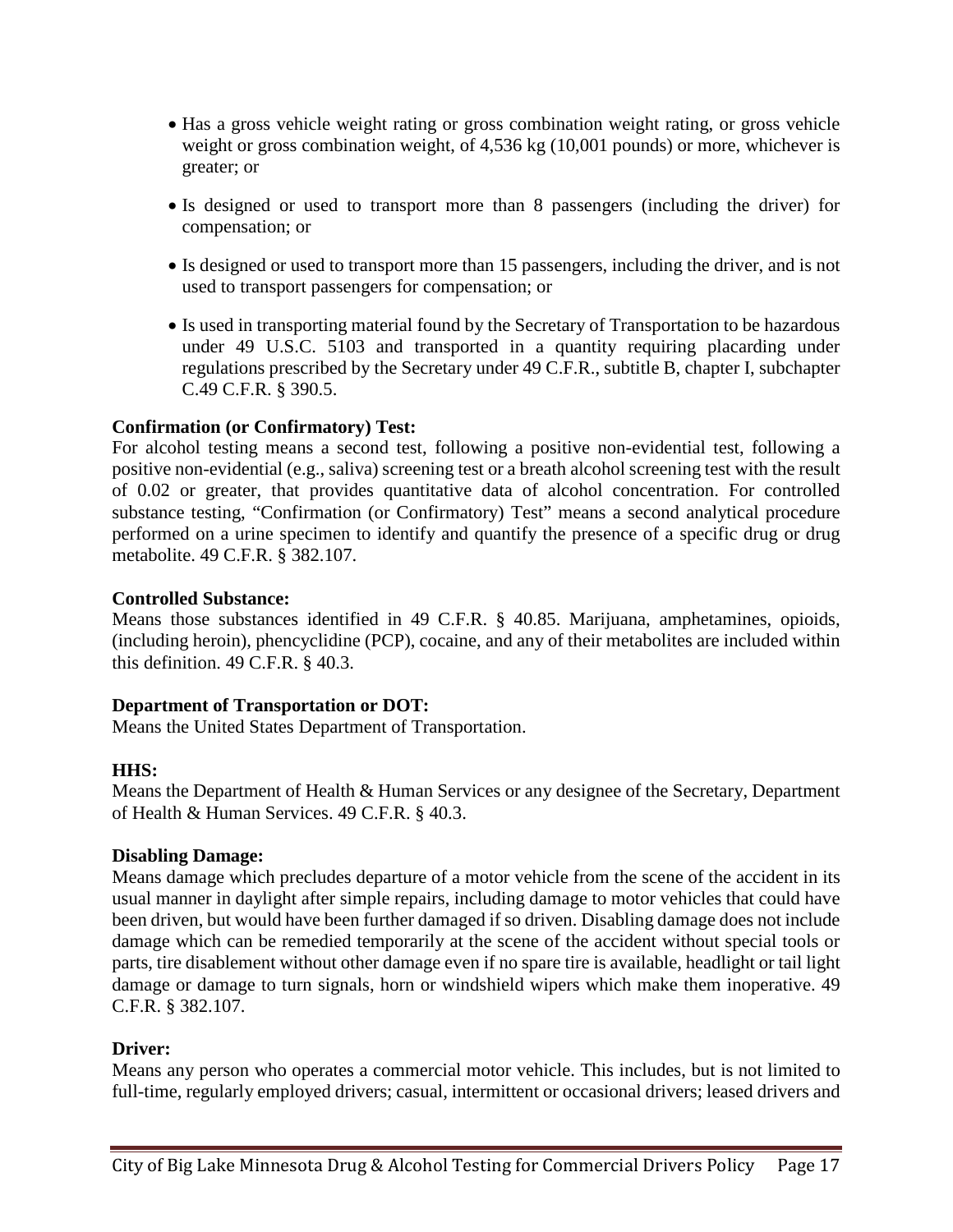- Has a gross vehicle weight rating or gross combination weight rating, or gross vehicle weight or gross combination weight, of 4,536 kg (10,001 pounds) or more, whichever is greater; or
- Is designed or used to transport more than 8 passengers (including the driver) for compensation; or
- Is designed or used to transport more than 15 passengers, including the driver, and is not used to transport passengers for compensation; or
- Is used in transporting material found by the Secretary of Transportation to be hazardous under 49 U.S.C. 5103 and transported in a quantity requiring placarding under regulations prescribed by the Secretary under 49 C.F.R., subtitle B, chapter I, subchapter C.49 C.F.R. § 390.5.

**Confirmation (or Confirmatory) Test:**
For alcohol testing means a second test, following a positive non-evidential test, following a positive non-evidential (e.g., saliva) screening test or a breath alcohol screening test with the result of 0.02 or greater, that provides quantitative data of alcohol concentration. For controlled substance testing, "Confirmation (or Confirmatory) Test" means a second analytical procedure performed on a urine specimen to identify and quantify the presence of a specific drug or drug metabolite. 49 C.F.R. § 382.107.

**Controlled Substance:**
Means those substances identified in 49 C.F.R. § 40.85. Marijuana, amphetamines, opioids, (including heroin), phencyclidine (PCP), cocaine, and any of their metabolites are included within this definition. 49 C.F.R. § 40.3.

**Department of Transportation or DOT:**
Means the United States Department of Transportation.

**HHS:**
Means the Department of Health & Human Services or any designee of the Secretary, Department of Health & Human Services. 49 C.F.R. § 40.3.

**Disabling Damage:**
Means damage which precludes departure of a motor vehicle from the scene of the accident in its usual manner in daylight after simple repairs, including damage to motor vehicles that could have been driven, but would have been further damaged if so driven. Disabling damage does not include damage which can be remedied temporarily at the scene of the accident without special tools or parts, tire disablement without other damage even if no spare tire is available, headlight or tail light damage or damage to turn signals, horn or windshield wipers which make them inoperative. 49 C.F.R. § 382.107.

**Driver:**
Means any person who operates a commercial motor vehicle. This includes, but is not limited to full-time, regularly employed drivers; casual, intermittent or occasional drivers; leased drivers and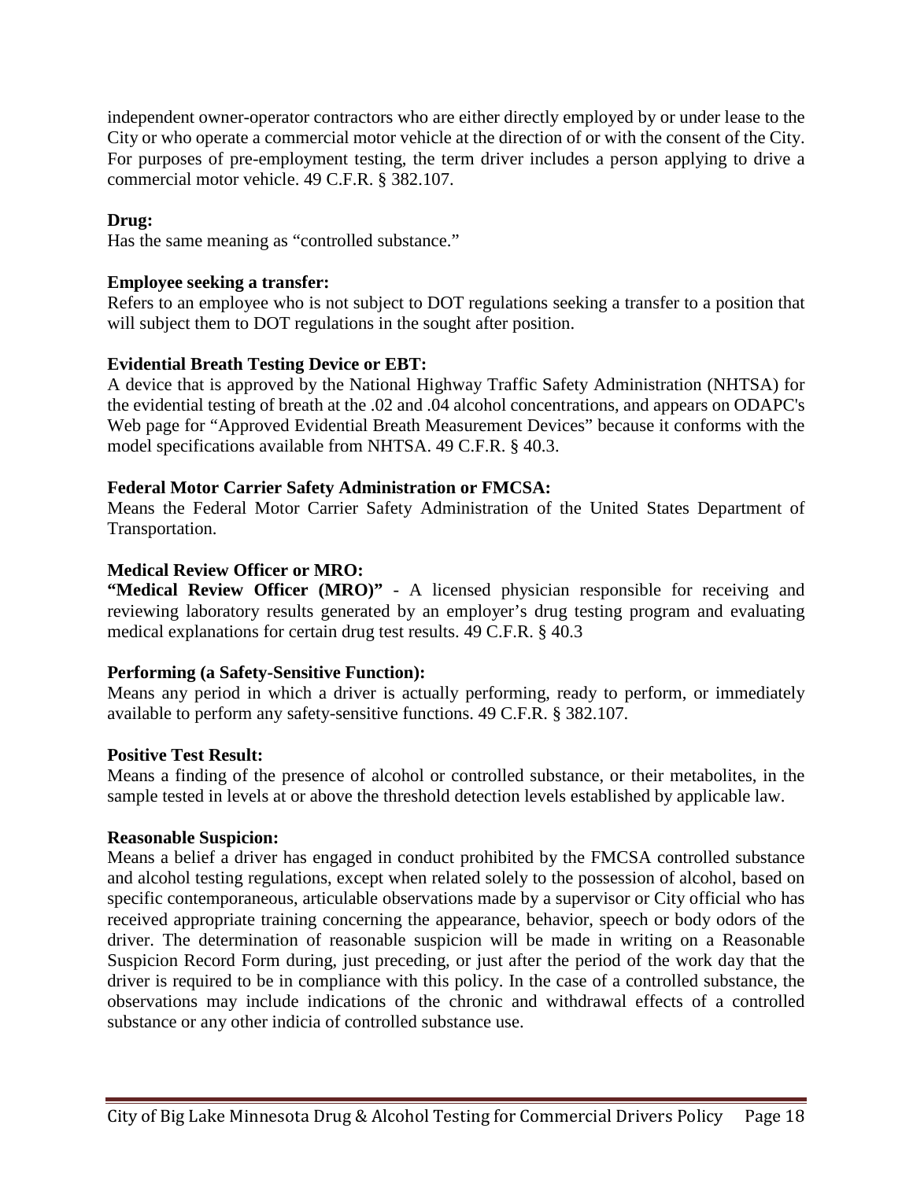independent owner-operator contractors who are either directly employed by or under lease to the City or who operate a commercial motor vehicle at the direction of or with the consent of the City. For purposes of pre-employment testing, the term driver includes a person applying to drive a commercial motor vehicle. 49 C.F.R. § 382.107.

**Drug:**
Has the same meaning as "controlled substance."

**Employee seeking a transfer:**
Refers to an employee who is not subject to DOT regulations seeking a transfer to a position that will subject them to DOT regulations in the sought after position.

**Evidential Breath Testing Device or EBT:**
A device that is approved by the National Highway Traffic Safety Administration (NHTSA) for the evidential testing of breath at the .02 and .04 alcohol concentrations, and appears on ODAPC's Web page for "Approved Evidential Breath Measurement Devices" because it conforms with the model specifications available from NHTSA. 49 C.F.R. § 40.3.

**Federal Motor Carrier Safety Administration or FMCSA:**
Means the Federal Motor Carrier Safety Administration of the United States Department of Transportation.

**Medical Review Officer or MRO:**
**"Medical Review Officer (MRO)"** - A licensed physician responsible for receiving and reviewing laboratory results generated by an employer's drug testing program and evaluating medical explanations for certain drug test results. 49 C.F.R. § 40.3

**Performing (a Safety-Sensitive Function):**
Means any period in which a driver is actually performing, ready to perform, or immediately available to perform any safety-sensitive functions. 49 C.F.R. § 382.107.

**Positive Test Result:**
Means a finding of the presence of alcohol or controlled substance, or their metabolites, in the sample tested in levels at or above the threshold detection levels established by applicable law.

**Reasonable Suspicion:**
Means a belief a driver has engaged in conduct prohibited by the FMCSA controlled substance and alcohol testing regulations, except when related solely to the possession of alcohol, based on specific contemporaneous, articulable observations made by a supervisor or City official who has received appropriate training concerning the appearance, behavior, speech or body odors of the driver. The determination of reasonable suspicion will be made in writing on a Reasonable Suspicion Record Form during, just preceding, or just after the period of the work day that the driver is required to be in compliance with this policy. In the case of a controlled substance, the observations may include indications of the chronic and withdrawal effects of a controlled substance or any other indicia of controlled substance use.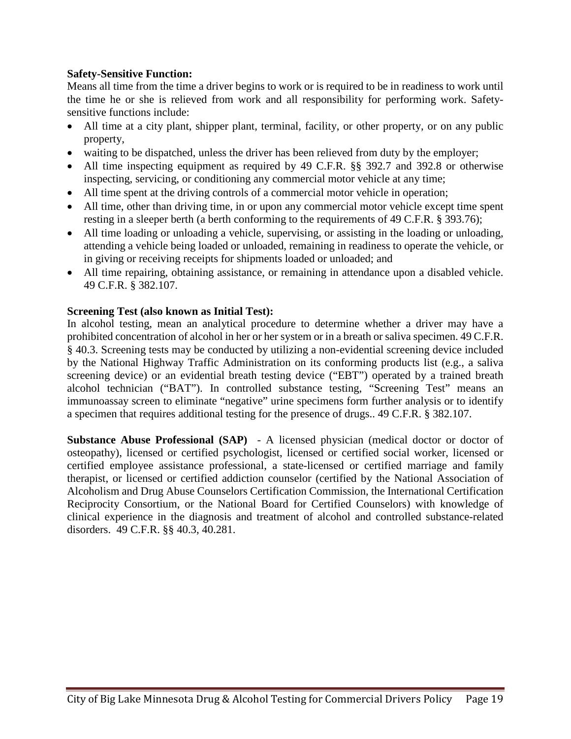**Safety-Sensitive Function:**

Means all time from the time a driver begins to work or is required to be in readiness to work until the time he or she is relieved from work and all responsibility for performing work. Safety-sensitive functions include:

- All time at a city plant, shipper plant, terminal, facility, or other property, or on any public property,
- waiting to be dispatched, unless the driver has been relieved from duty by the employer;
- All time inspecting equipment as required by 49 C.F.R. §§ 392.7 and 392.8 or otherwise inspecting, servicing, or conditioning any commercial motor vehicle at any time;
- All time spent at the driving controls of a commercial motor vehicle in operation;
- All time, other than driving time, in or upon any commercial motor vehicle except time spent resting in a sleeper berth (a berth conforming to the requirements of 49 C.F.R. § 393.76);
- All time loading or unloading a vehicle, supervising, or assisting in the loading or unloading, attending a vehicle being loaded or unloaded, remaining in readiness to operate the vehicle, or in giving or receiving receipts for shipments loaded or unloaded; and
- All time repairing, obtaining assistance, or remaining in attendance upon a disabled vehicle. 49 C.F.R. § 382.107.

**Screening Test (also known as Initial Test):**

In alcohol testing, mean an analytical procedure to determine whether a driver may have a prohibited concentration of alcohol in her or her system or in a breath or saliva specimen. 49 C.F.R. § 40.3. Screening tests may be conducted by utilizing a non-evidential screening device included by the National Highway Traffic Administration on its conforming products list (e.g., a saliva screening device) or an evidential breath testing device ("EBT") operated by a trained breath alcohol technician ("BAT"). In controlled substance testing, "Screening Test" means an immunoassay screen to eliminate "negative" urine specimens form further analysis or to identify a specimen that requires additional testing for the presence of drugs.. 49 C.F.R. § 382.107.

**Substance Abuse Professional (SAP)** - A licensed physician (medical doctor or doctor of osteopathy), licensed or certified psychologist, licensed or certified social worker, licensed or certified employee assistance professional, a state-licensed or certified marriage and family therapist, or licensed or certified addiction counselor (certified by the National Association of Alcoholism and Drug Abuse Counselors Certification Commission, the International Certification Reciprocity Consortium, or the National Board for Certified Counselors) with knowledge of clinical experience in the diagnosis and treatment of alcohol and controlled substance-related disorders. 49 C.F.R. §§ 40.3, 40.281.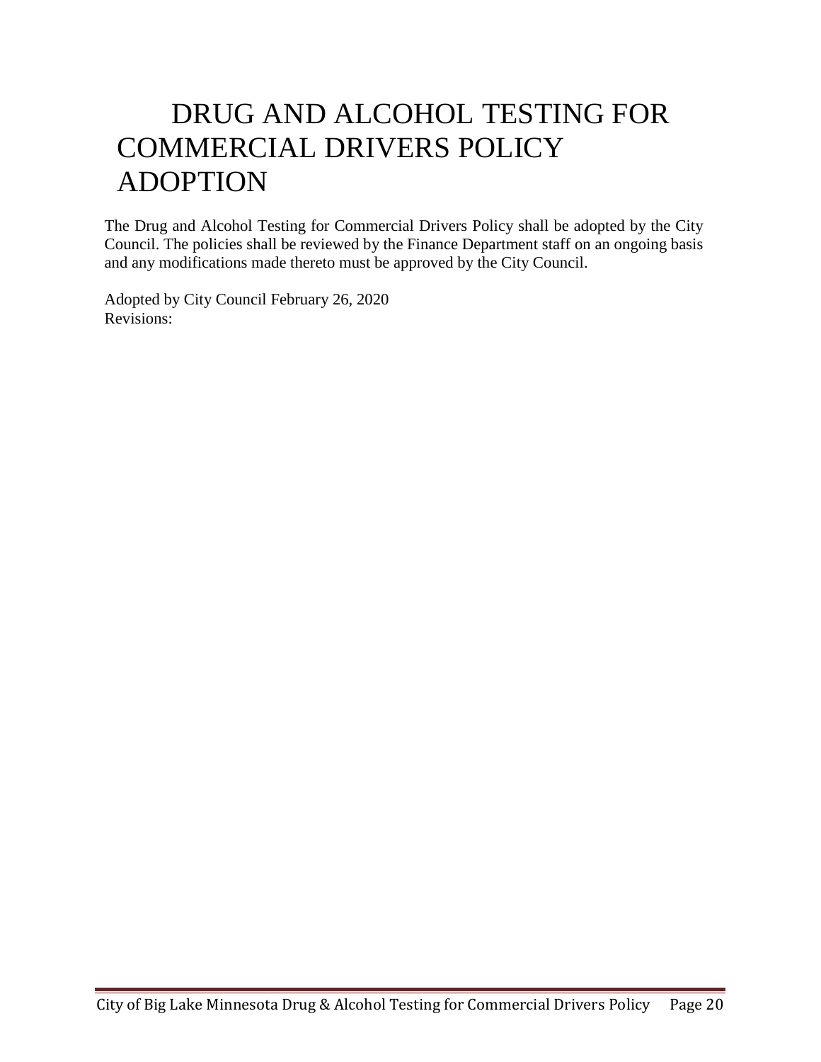# DRUG AND ALCOHOL TESTING FOR COMMERCIAL DRIVERS POLICY ADOPTION

The Drug and Alcohol Testing for Commercial Drivers Policy shall be adopted by the City Council. The policies shall be reviewed by the Finance Department staff on an ongoing basis and any modifications made thereto must be approved by the City Council.

Adopted by City Council February 26, 2020
Revisions: